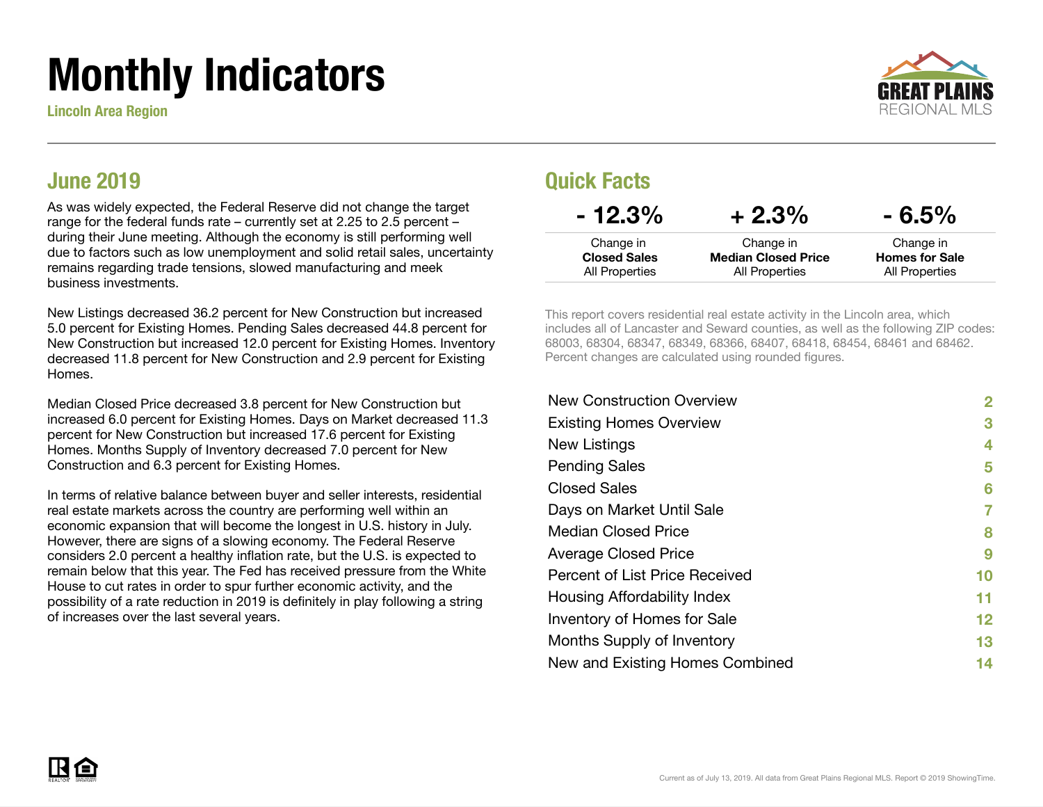# Monthly Indicators

Lincoln Area Region

GREAT PLAINS REGIONAL MLS

## June 2019

As was widely expected, the Federal Reserve did not change the target range for the federal funds rate – currently set at 2.25 to 2.5 percent – during their June meeting. Although the economy is still performing well due to factors such as low unemployment and solid retail sales, uncertainty remains regarding trade tensions, slowed manufacturing and meek business investments.

New Listings decreased 36.2 percent for New Construction but increased 5.0 percent for Existing Homes. Pending Sales decreased 44.8 percent for New Construction but increased 12.0 percent for Existing Homes. Inventory decreased 11.8 percent for New Construction and 2.9 percent for Existing Homes.

Median Closed Price decreased 3.8 percent for New Construction but increased 6.0 percent for Existing Homes. Days on Market decreased 11.3 percent for New Construction but increased 17.6 percent for Existing Homes. Months Supply of Inventory decreased 7.0 percent for New Construction and 6.3 percent for Existing Homes.

In terms of relative balance between buyer and seller interests, residential real estate markets across the country are performing well within an economic expansion that will become the longest in U.S. history in July. However, there are signs of a slowing economy. The Federal Reserve considers 2.0 percent a healthy inflation rate, but the U.S. is expected to remain below that this year. The Fed has received pressure from the White House to cut rates in order to spur further economic activity, and the possibility of a rate reduction in 2019 is definitely in play following a string of increases over the last several years.

## Quick Facts

| - 12.3% | + 2.3% | - 6.5% |
| --- | --- | --- |
| Change in **Closed Sales** All Properties | Change in **Median Closed Price** All Properties | Change in **Homes for Sale** All Properties |

This report covers residential real estate activity in the Lincoln area, which includes all of Lancaster and Seward counties, as well as the following ZIP codes: 68003, 68304, 68347, 68349, 68366, 68407, 68418, 68454, 68461 and 68462. Percent changes are calculated using rounded figures.

| | |
| --- | --- |
| New Construction Overview | 2 |
| Existing Homes Overview | 3 |
| New Listings | 4 |
| Pending Sales | 5 |
| Closed Sales | 6 |
| Days on Market Until Sale | 7 |
| Median Closed Price | 8 |
| Average Closed Price | 9 |
| Percent of List Price Received | 10 |
| Housing Affordability Index | 11 |
| Inventory of Homes for Sale | 12 |
| Months Supply of Inventory | 13 |
| New and Existing Homes Combined | 14 |

Current as of July 13, 2019. All data from Great Plains Regional MLS. Report © 2019 ShowingTime.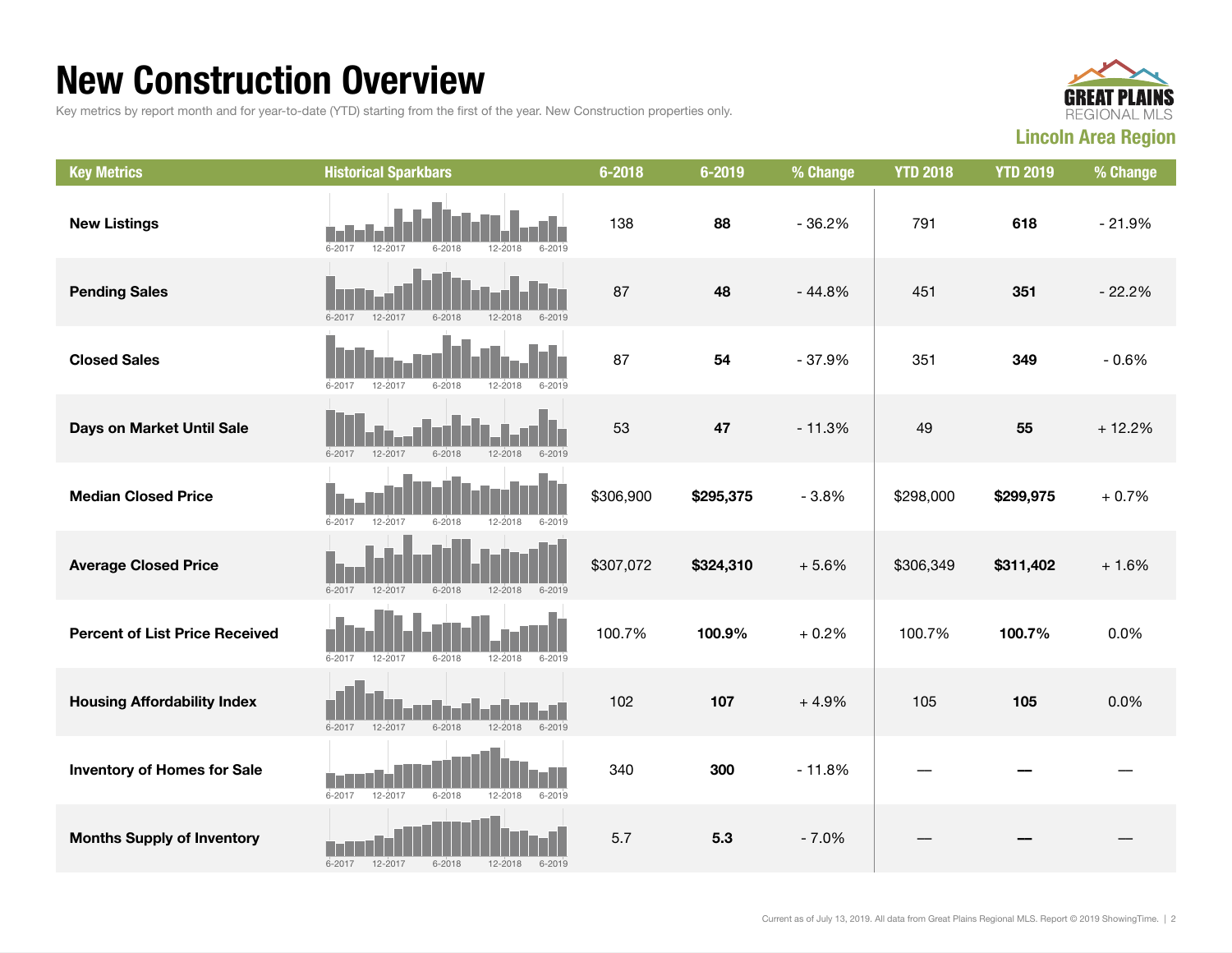# New Construction Overview

Key metrics by report month and for year-to-date (YTD) starting from the first of the year. New Construction properties only.

GREAT PLAINS REGIONAL MLS

**Lincoln Area Region**

| Key Metrics | Historical Sparkbars | 6-2018 | 6-2019 | % Change | YTD 2018 | YTD 2019 | % Change |
|---|---|---|---|---|---|---|---|
| **New Listings** | 6-2017 12-2017 6-2018 12-2018 6-2019 | 138 | **88** | - 36.2% | 791 | **618** | - 21.9% |
| **Pending Sales** | 6-2017 12-2017 6-2018 12-2018 6-2019 | 87 | **48** | - 44.8% | 451 | **351** | - 22.2% |
| **Closed Sales** | 6-2017 12-2017 6-2018 12-2018 6-2019 | 87 | **54** | - 37.9% | 351 | **349** | - 0.6% |
| **Days on Market Until Sale** | 6-2017 12-2017 6-2018 12-2018 6-2019 | 53 | **47** | - 11.3% | 49 | **55** | + 12.2% |
| **Median Closed Price** | 6-2017 12-2017 6-2018 12-2018 6-2019 | $306,900 | **$295,375** | - 3.8% | $298,000 | **$299,975** | + 0.7% |
| **Average Closed Price** | 6-2017 12-2017 6-2018 12-2018 6-2019 | $307,072 | **$324,310** | + 5.6% | $306,349 | **$311,402** | + 1.6% |
| **Percent of List Price Received** | 6-2017 12-2017 6-2018 12-2018 6-2019 | 100.7% | **100.9%** | + 0.2% | 100.7% | **100.7%** | 0.0% |
| **Housing Affordability Index** | 6-2017 12-2017 6-2018 12-2018 6-2019 | 102 | **107** | + 4.9% | 105 | **105** | 0.0% |
| **Inventory of Homes for Sale** | 6-2017 12-2017 6-2018 12-2018 6-2019 | 340 | **300** | - 11.8% | — | **—** | — |
| **Months Supply of Inventory** | 6-2017 12-2017 6-2018 12-2018 6-2019 | 5.7 | **5.3** | - 7.0% | — | **—** | — |

Current as of July 13, 2019. All data from Great Plains Regional MLS. Report © 2019 ShowingTime.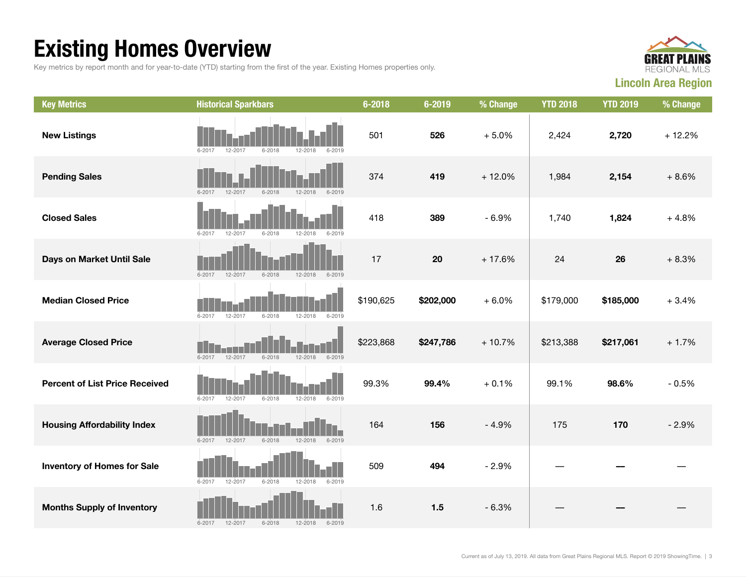# Existing Homes Overview

Key metrics by report month and for year-to-date (YTD) starting from the first of the year. Existing Homes properties only.

**GREAT PLAINS** REGIONAL MLS

**Lincoln Area Region**

| Key Metrics | Historical Sparkbars | 6-2018 | 6-2019 | % Change | YTD 2018 | YTD 2019 | % Change |
|---|---|---|---|---|---|---|---|
| **New Listings** | 6-2017 12-2017 6-2018 12-2018 6-2019 | 501 | **526** | + 5.0% | 2,424 | **2,720** | + 12.2% |
| **Pending Sales** | 6-2017 12-2017 6-2018 12-2018 6-2019 | 374 | **419** | + 12.0% | 1,984 | **2,154** | + 8.6% |
| **Closed Sales** | 6-2017 12-2017 6-2018 12-2018 6-2019 | 418 | **389** | - 6.9% | 1,740 | **1,824** | + 4.8% |
| **Days on Market Until Sale** | 6-2017 12-2017 6-2018 12-2018 6-2019 | 17 | **20** | + 17.6% | 24 | **26** | + 8.3% |
| **Median Closed Price** | 6-2017 12-2017 6-2018 12-2018 6-2019 | $190,625 | **$202,000** | + 6.0% | $179,000 | **$185,000** | + 3.4% |
| **Average Closed Price** | 6-2017 12-2017 6-2018 12-2018 6-2019 | $223,868 | **$247,786** | + 10.7% | $213,388 | **$217,061** | + 1.7% |
| **Percent of List Price Received** | 6-2017 12-2017 6-2018 12-2018 6-2019 | 99.3% | **99.4%** | + 0.1% | 99.1% | **98.6%** | - 0.5% |
| **Housing Affordability Index** | 6-2017 12-2017 6-2018 12-2018 6-2019 | 164 | **156** | - 4.9% | 175 | **170** | - 2.9% |
| **Inventory of Homes for Sale** | 6-2017 12-2017 6-2018 12-2018 6-2019 | 509 | **494** | - 2.9% | — | **—** | — |
| **Months Supply of Inventory** | 6-2017 12-2017 6-2018 12-2018 6-2019 | 1.6 | **1.5** | - 6.3% | — | **—** | — |

Current as of July 13, 2019. All data from Great Plains Regional MLS. Report © 2019 ShowingTime.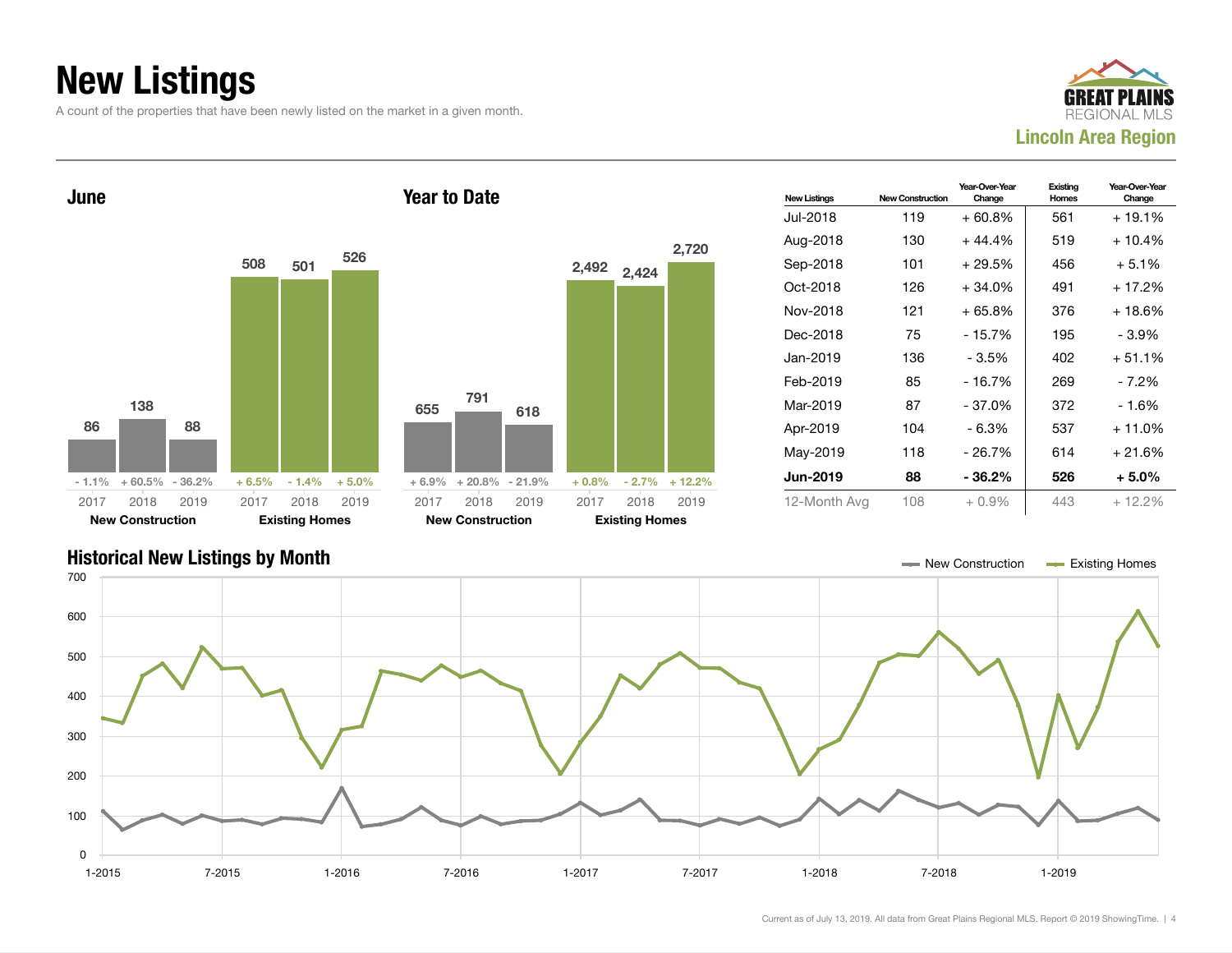# New Listings

A count of the properties that have been newly listed on the market in a given month.

GREAT PLAINS REGIONAL MLS

**Lincoln Area Region**

## June

| | 2017 | 2018 | 2019 |
|---|---|---|---|
| **New Construction** | 86 | 138 | 88 |
| Change | - 1.1% | + 60.5% | - 36.2% |
| **Existing Homes** | 508 | 501 | 526 |
| Change | + 6.5% | - 1.4% | + 5.0% |

## Year to Date

| | 2017 | 2018 | 2019 |
|---|---|---|---|
| **New Construction** | 655 | 791 | 618 |
| Change | + 6.9% | + 20.8% | - 21.9% |
| **Existing Homes** | 2,492 | 2,424 | 2,720 |
| Change | + 0.8% | - 2.7% | + 12.2% |

| New Listings | New Construction | Year-Over-Year Change | Existing Homes | Year-Over-Year Change |
|---|---|---|---|---|
| Jul-2018 | 119 | + 60.8% | 561 | + 19.1% |
| Aug-2018 | 130 | + 44.4% | 519 | + 10.4% |
| Sep-2018 | 101 | + 29.5% | 456 | + 5.1% |
| Oct-2018 | 126 | + 34.0% | 491 | + 17.2% |
| Nov-2018 | 121 | + 65.8% | 376 | + 18.6% |
| Dec-2018 | 75 | - 15.7% | 195 | - 3.9% |
| Jan-2019 | 136 | - 3.5% | 402 | + 51.1% |
| Feb-2019 | 85 | - 16.7% | 269 | - 7.2% |
| Mar-2019 | 87 | - 37.0% | 372 | - 1.6% |
| Apr-2019 | 104 | - 6.3% | 537 | + 11.0% |
| May-2019 | 118 | - 26.7% | 614 | + 21.6% |
| **Jun-2019** | **88** | **- 36.2%** | **526** | **+ 5.0%** |
| 12-Month Avg | 108 | + 0.9% | 443 | + 12.2% |

## Historical New Listings by Month

Legend: New Construction, Existing Homes

Current as of July 13, 2019. All data from Great Plains Regional MLS. Report © 2019 ShowingTime.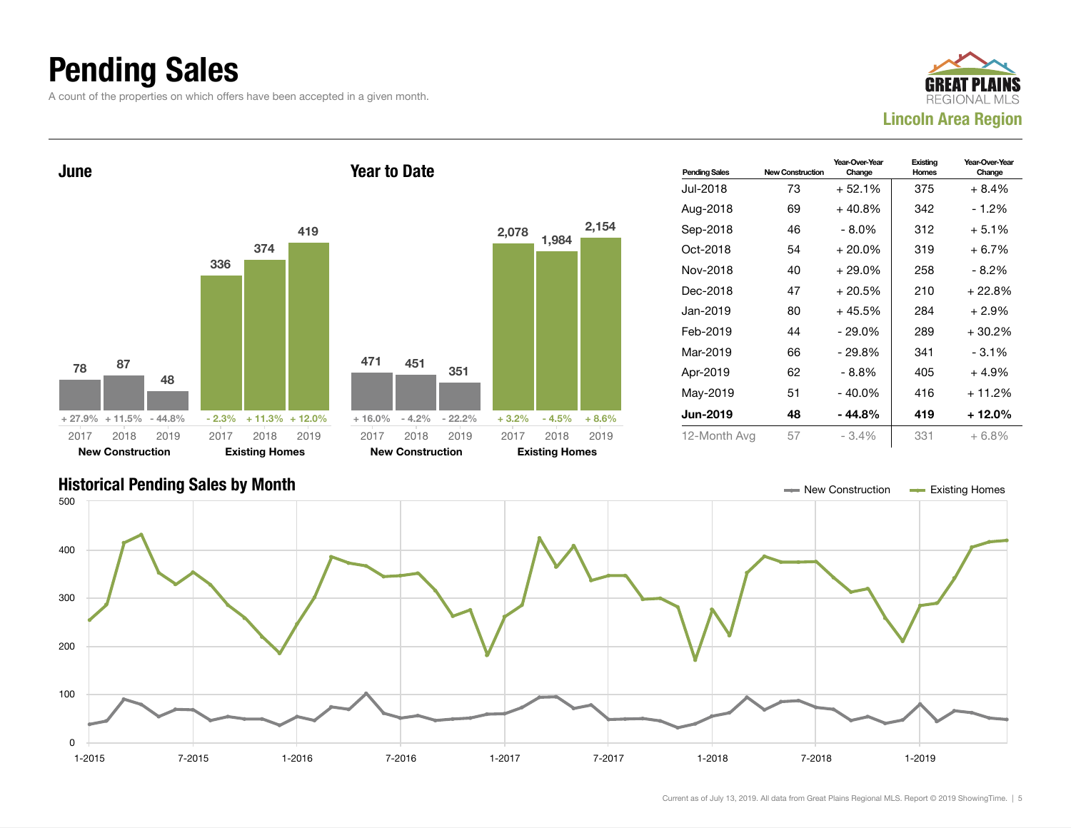# Pending Sales

A count of the properties on which offers have been accepted in a given month.

**Lincoln Area Region**

## June

| | 2017 | 2018 | 2019 |
|---|---|---|---|
| New Construction | 78 | 87 | 48 |
| Change | + 27.9% | + 11.5% | - 44.8% |
| Existing Homes | 336 | 374 | 419 |
| Change | - 2.3% | + 11.3% | + 12.0% |

## Year to Date

| | 2017 | 2018 | 2019 |
|---|---|---|---|
| New Construction | 471 | 451 | 351 |
| Change | + 16.0% | - 4.2% | - 22.2% |
| Existing Homes | 2,078 | 1,984 | 2,154 |
| Change | + 3.2% | - 4.5% | + 8.6% |

| Pending Sales | New Construction | Year-Over-Year Change | Existing Homes | Year-Over-Year Change |
|---|---|---|---|---|
| Jul-2018 | 73 | + 52.1% | 375 | + 8.4% |
| Aug-2018 | 69 | + 40.8% | 342 | - 1.2% |
| Sep-2018 | 46 | - 8.0% | 312 | + 5.1% |
| Oct-2018 | 54 | + 20.0% | 319 | + 6.7% |
| Nov-2018 | 40 | + 29.0% | 258 | - 8.2% |
| Dec-2018 | 47 | + 20.5% | 210 | + 22.8% |
| Jan-2019 | 80 | + 45.5% | 284 | + 2.9% |
| Feb-2019 | 44 | - 29.0% | 289 | + 30.2% |
| Mar-2019 | 66 | - 29.8% | 341 | - 3.1% |
| Apr-2019 | 62 | - 8.8% | 405 | + 4.9% |
| May-2019 | 51 | - 40.0% | 416 | + 11.2% |
| **Jun-2019** | **48** | **- 44.8%** | **419** | **+ 12.0%** |
| 12-Month Avg | 57 | - 3.4% | 331 | + 6.8% |

## Historical Pending Sales by Month

New Construction — Existing Homes

Current as of July 13, 2019. All data from Great Plains Regional MLS. Report © 2019 ShowingTime.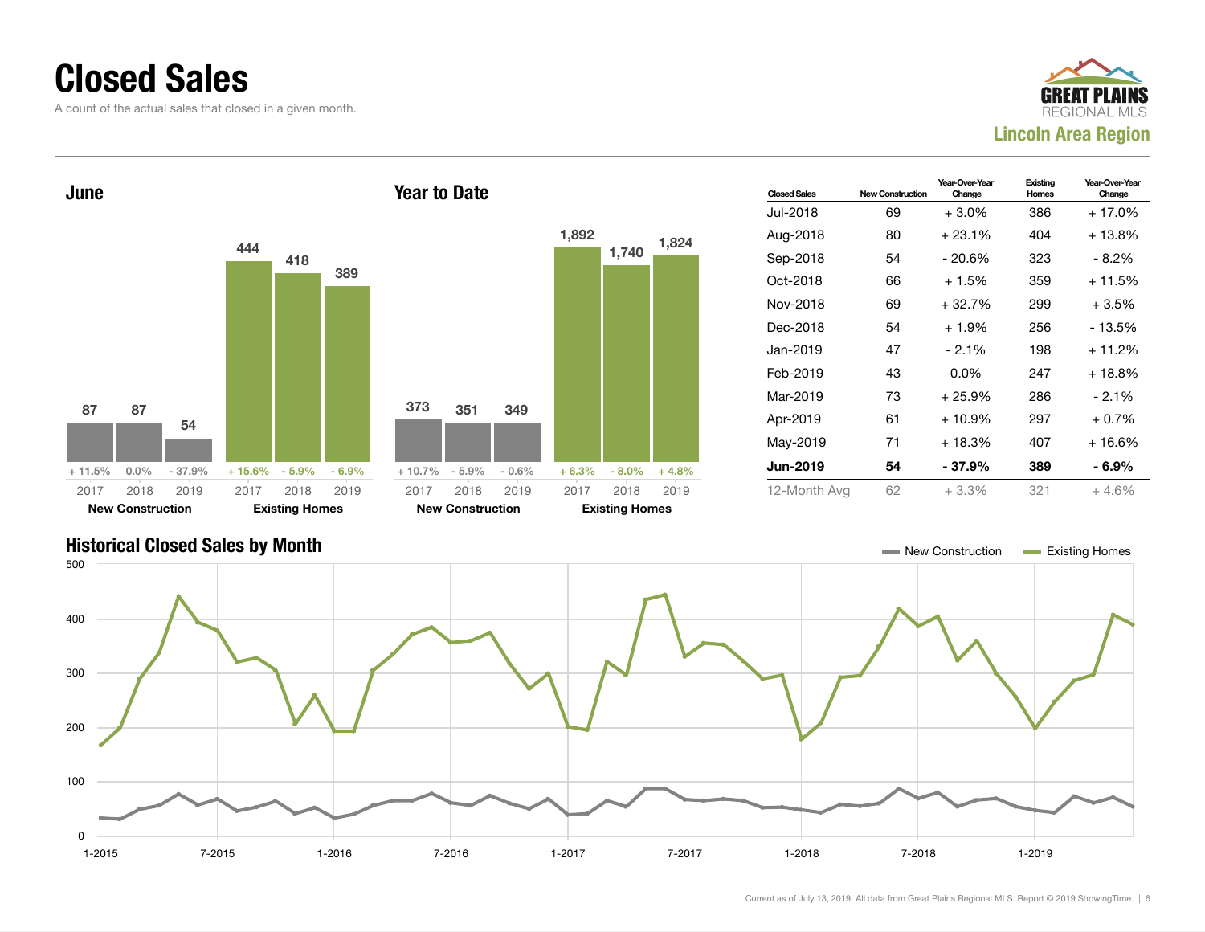# Closed Sales

A count of the actual sales that closed in a given month.

GREAT PLAINS REGIONAL MLS

**Lincoln Area Region**

## June

| | 2017 | 2018 | 2019 |
|---|---|---|---|
| **New Construction** | 87 | 87 | 54 |
| Change | + 11.5% | 0.0% | - 37.9% |
| **Existing Homes** | 444 | 418 | 389 |
| Change | + 15.6% | - 5.9% | - 6.9% |

## Year to Date

| | 2017 | 2018 | 2019 |
|---|---|---|---|
| **New Construction** | 373 | 351 | 349 |
| Change | + 10.7% | - 5.9% | - 0.6% |
| **Existing Homes** | 1,892 | 1,740 | 1,824 |
| Change | + 6.3% | - 8.0% | + 4.8% |

| Closed Sales | New Construction | Year-Over-Year Change | Existing Homes | Year-Over-Year Change |
|---|---|---|---|---|
| Jul-2018 | 69 | + 3.0% | 386 | + 17.0% |
| Aug-2018 | 80 | + 23.1% | 404 | + 13.8% |
| Sep-2018 | 54 | - 20.6% | 323 | - 8.2% |
| Oct-2018 | 66 | + 1.5% | 359 | + 11.5% |
| Nov-2018 | 69 | + 32.7% | 299 | + 3.5% |
| Dec-2018 | 54 | + 1.9% | 256 | - 13.5% |
| Jan-2019 | 47 | - 2.1% | 198 | + 11.2% |
| Feb-2019 | 43 | 0.0% | 247 | + 18.8% |
| Mar-2019 | 73 | + 25.9% | 286 | - 2.1% |
| Apr-2019 | 61 | + 10.9% | 297 | + 0.7% |
| May-2019 | 71 | + 18.3% | 407 | + 16.6% |
| **Jun-2019** | **54** | **- 37.9%** | **389** | **- 6.9%** |
| 12-Month Avg | 62 | + 3.3% | 321 | + 4.6% |

## Historical Closed Sales by Month

New Construction · Existing Homes

Current as of July 13, 2019. All data from Great Plains Regional MLS. Report © 2019 ShowingTime.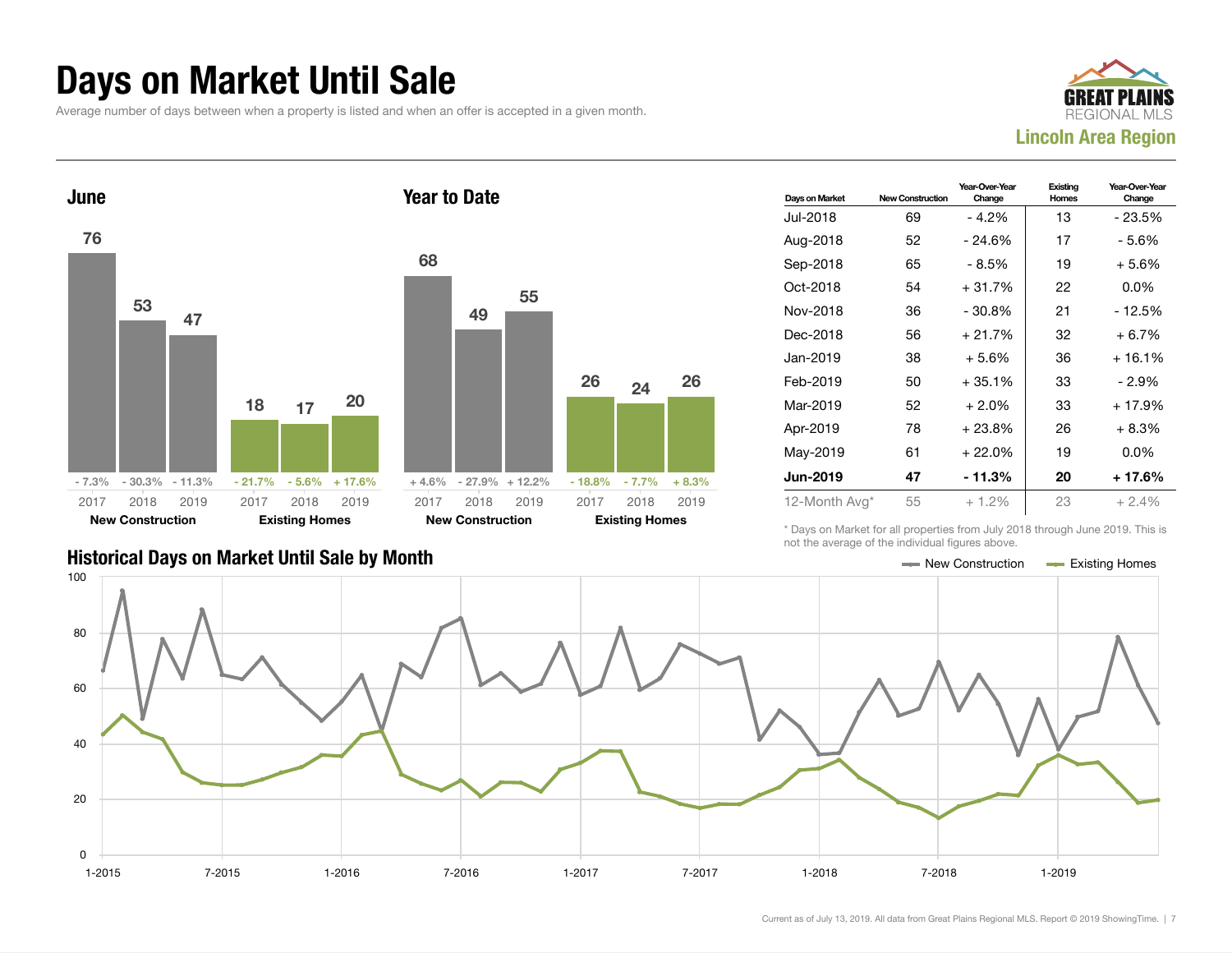# Days on Market Until Sale

Average number of days between when a property is listed and when an offer is accepted in a given month.

**Lincoln Area Region**

## June

| | 2017 | 2018 | 2019 |
|---|---|---|---|
| New Construction | 76 (- 7.3%) | 53 (- 30.3%) | 47 (- 11.3%) |
| Existing Homes | 18 (- 21.7%) | 17 (- 5.6%) | 20 (+ 17.6%) |

## Year to Date

| | 2017 | 2018 | 2019 |
|---|---|---|---|
| New Construction | 68 (+ 4.6%) | 49 (- 27.9%) | 55 (+ 12.2%) |
| Existing Homes | 26 (- 18.8%) | 24 (- 7.7%) | 26 (+ 8.3%) |

| Days on Market | New Construction | Year-Over-Year Change | Existing Homes | Year-Over-Year Change |
|---|---|---|---|---|
| Jul-2018 | 69 | - 4.2% | 13 | - 23.5% |
| Aug-2018 | 52 | - 24.6% | 17 | - 5.6% |
| Sep-2018 | 65 | - 8.5% | 19 | + 5.6% |
| Oct-2018 | 54 | + 31.7% | 22 | 0.0% |
| Nov-2018 | 36 | - 30.8% | 21 | - 12.5% |
| Dec-2018 | 56 | + 21.7% | 32 | + 6.7% |
| Jan-2019 | 38 | + 5.6% | 36 | + 16.1% |
| Feb-2019 | 50 | + 35.1% | 33 | - 2.9% |
| Mar-2019 | 52 | + 2.0% | 33 | + 17.9% |
| Apr-2019 | 78 | + 23.8% | 26 | + 8.3% |
| May-2019 | 61 | + 22.0% | 19 | 0.0% |
| **Jun-2019** | **47** | **- 11.3%** | **20** | **+ 17.6%** |
| 12-Month Avg* | 55 | + 1.2% | 23 | + 2.4% |

* Days on Market for all properties from July 2018 through June 2019. This is not the average of the individual figures above.

## Historical Days on Market Until Sale by Month

New Construction — Existing Homes

Current as of July 13, 2019. All data from Great Plains Regional MLS. Report © 2019 ShowingTime.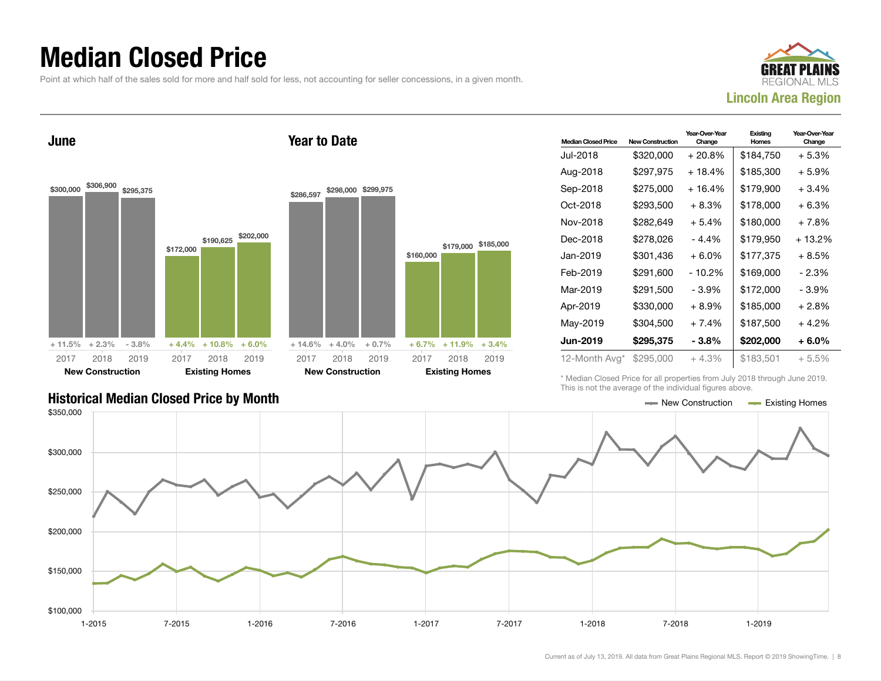# Median Closed Price

Point at which half of the sales sold for more and half sold for less, not accounting for seller concessions, in a given month.

**GREAT PLAINS REGIONAL MLS**
**Lincoln Area Region**

## June

| | 2017 | 2018 | 2019 |
|---|---|---|---|
| New Construction | $300,000 | $306,900 | $295,375 |
| Change | + 11.5% | + 2.3% | - 3.8% |
| Existing Homes | $172,000 | $190,625 | $202,000 |
| Change | + 4.4% | + 10.8% | + 6.0% |

## Year to Date

| | 2017 | 2018 | 2019 |
|---|---|---|---|
| New Construction | $286,597 | $298,000 | $299,975 |
| Change | + 14.6% | + 4.0% | + 0.7% |
| Existing Homes | $160,000 | $179,000 | $185,000 |
| Change | + 6.7% | + 11.9% | + 3.4% |

| Median Closed Price | New Construction | Year-Over-Year Change | Existing Homes | Year-Over-Year Change |
|---|---|---|---|---|
| Jul-2018 | $320,000 | + 20.8% | $184,750 | + 5.3% |
| Aug-2018 | $297,975 | + 18.4% | $185,300 | + 5.9% |
| Sep-2018 | $275,000 | + 16.4% | $179,900 | + 3.4% |
| Oct-2018 | $293,500 | + 8.3% | $178,000 | + 6.3% |
| Nov-2018 | $282,649 | + 5.4% | $180,000 | + 7.8% |
| Dec-2018 | $278,026 | - 4.4% | $179,950 | + 13.2% |
| Jan-2019 | $301,436 | + 6.0% | $177,375 | + 8.5% |
| Feb-2019 | $291,600 | - 10.2% | $169,000 | - 2.3% |
| Mar-2019 | $291,500 | - 3.9% | $172,000 | - 3.9% |
| Apr-2019 | $330,000 | + 8.9% | $185,000 | + 2.8% |
| May-2019 | $304,500 | + 7.4% | $187,500 | + 4.2% |
| **Jun-2019** | **$295,375** | **- 3.8%** | **$202,000** | **+ 6.0%** |
| 12-Month Avg* | $295,000 | + 4.3% | $183,501 | + 5.5% |

\* Median Closed Price for all properties from July 2018 through June 2019. This is not the average of the individual figures above.

## Historical Median Closed Price by Month

New Construction — Existing Homes

$350,000 · $300,000 · $250,000 · $200,000 · $150,000 · $100,000

1-2015 · 7-2015 · 1-2016 · 7-2016 · 1-2017 · 7-2017 · 1-2018 · 7-2018 · 1-2019

Current as of July 13, 2019. All data from Great Plains Regional MLS. Report © 2019 ShowingTime.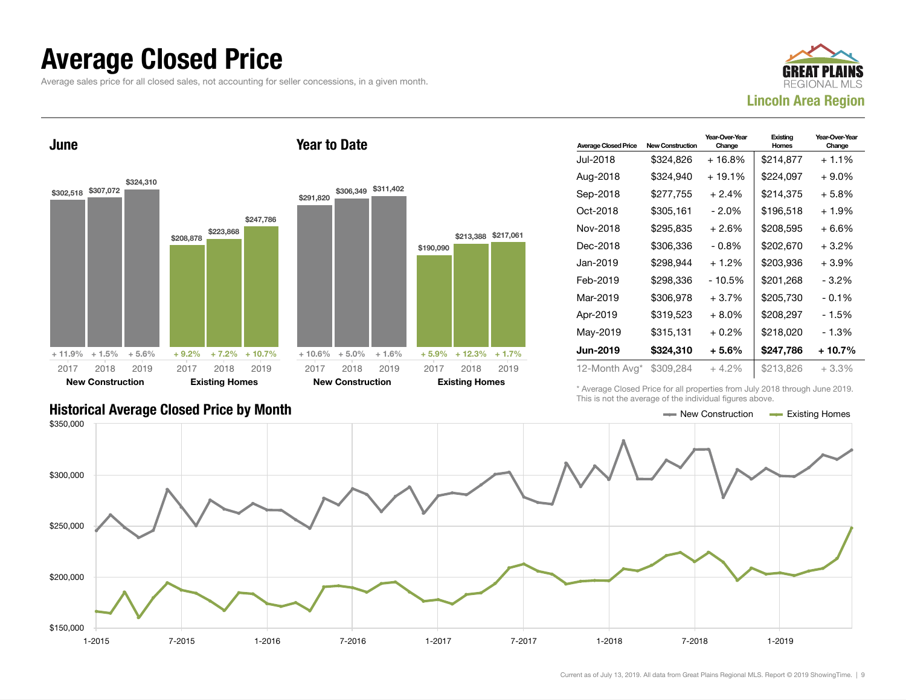# Average Closed Price

Average sales price for all closed sales, not accounting for seller concessions, in a given month.

GREAT PLAINS REGIONAL MLS

**Lincoln Area Region**

## June

| | 2017 | 2018 | 2019 |
|---|---|---|---|
| New Construction | $302,518 (+ 11.9%) | $307,072 (+ 1.5%) | $324,310 (+ 5.6%) |
| Existing Homes | $208,878 (+ 9.2%) | $223,868 (+ 7.2%) | $247,786 (+ 10.7%) |

## Year to Date

| | 2017 | 2018 | 2019 |
|---|---|---|---|
| New Construction | $291,820 (+ 10.6%) | $306,349 (+ 5.0%) | $311,402 (+ 1.6%) |
| Existing Homes | $190,090 (+ 5.9%) | $213,388 (+ 12.3%) | $217,061 (+ 1.7%) |

| Average Closed Price | New Construction | Year-Over-Year Change | Existing Homes | Year-Over-Year Change |
|---|---|---|---|---|
| Jul-2018 | $324,826 | + 16.8% | $214,877 | + 1.1% |
| Aug-2018 | $324,940 | + 19.1% | $224,097 | + 9.0% |
| Sep-2018 | $277,755 | + 2.4% | $214,375 | + 5.8% |
| Oct-2018 | $305,161 | - 2.0% | $196,518 | + 1.9% |
| Nov-2018 | $295,835 | + 2.6% | $208,595 | + 6.6% |
| Dec-2018 | $306,336 | - 0.8% | $202,670 | + 3.2% |
| Jan-2019 | $298,944 | + 1.2% | $203,936 | + 3.9% |
| Feb-2019 | $298,336 | - 10.5% | $201,268 | - 3.2% |
| Mar-2019 | $306,978 | + 3.7% | $205,730 | - 0.1% |
| Apr-2019 | $319,523 | + 8.0% | $208,297 | - 1.5% |
| May-2019 | $315,131 | + 0.2% | $218,020 | - 1.3% |
| **Jun-2019** | **$324,310** | **+ 5.6%** | **$247,786** | **+ 10.7%** |
| 12-Month Avg* | $309,284 | + 4.2% | $213,826 | + 3.3% |

\* Average Closed Price for all properties from July 2018 through June 2019. This is not the average of the individual figures above.

## Historical Average Closed Price by Month

Legend: New Construction, Existing Homes

Y-axis: $150,000 to $350,000; X-axis: 1-2015 to 1-2019

Current as of July 13, 2019. All data from Great Plains Regional MLS. Report © 2019 ShowingTime.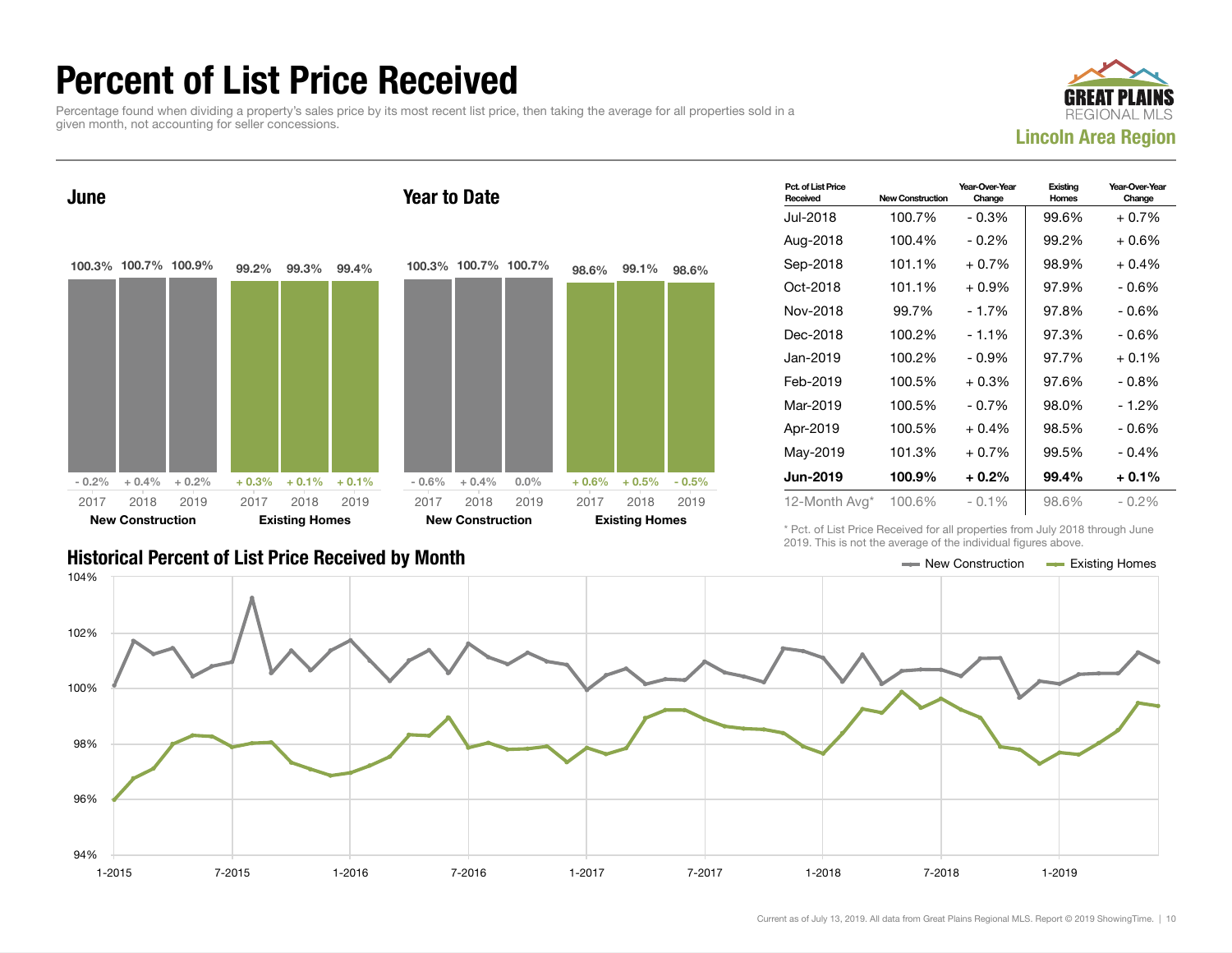# Percent of List Price Received

Percentage found when dividing a property's sales price by its most recent list price, then taking the average for all properties sold in a given month, not accounting for seller concessions.

**Lincoln Area Region**

## June

| | 2017 | 2018 | 2019 |
|---|---|---|---|
| New Construction | 100.3% | 100.7% | 100.9% |
| Year-Over-Year Change | - 0.2% | + 0.4% | + 0.2% |
| Existing Homes | 99.2% | 99.3% | 99.4% |
| Year-Over-Year Change | + 0.3% | + 0.1% | + 0.1% |

## Year to Date

| | 2017 | 2018 | 2019 |
|---|---|---|---|
| New Construction | 100.3% | 100.7% | 100.7% |
| Year-Over-Year Change | - 0.6% | + 0.4% | 0.0% |
| Existing Homes | 98.6% | 99.1% | 98.6% |
| Year-Over-Year Change | + 0.6% | + 0.5% | - 0.5% |

| Pct. of List Price Received | New Construction | Year-Over-Year Change | Existing Homes | Year-Over-Year Change |
|---|---|---|---|---|
| Jul-2018 | 100.7% | - 0.3% | 99.6% | + 0.7% |
| Aug-2018 | 100.4% | - 0.2% | 99.2% | + 0.6% |
| Sep-2018 | 101.1% | + 0.7% | 98.9% | + 0.4% |
| Oct-2018 | 101.1% | + 0.9% | 97.9% | - 0.6% |
| Nov-2018 | 99.7% | - 1.7% | 97.8% | - 0.6% |
| Dec-2018 | 100.2% | - 1.1% | 97.3% | - 0.6% |
| Jan-2019 | 100.2% | - 0.9% | 97.7% | + 0.1% |
| Feb-2019 | 100.5% | + 0.3% | 97.6% | - 0.8% |
| Mar-2019 | 100.5% | - 0.7% | 98.0% | - 1.2% |
| Apr-2019 | 100.5% | + 0.4% | 98.5% | - 0.6% |
| May-2019 | 101.3% | + 0.7% | 99.5% | - 0.4% |
| **Jun-2019** | **100.9%** | **+ 0.2%** | **99.4%** | **+ 0.1%** |
| 12-Month Avg* | 100.6% | - 0.1% | 98.6% | - 0.2% |

\* Pct. of List Price Received for all properties from July 2018 through June 2019. This is not the average of the individual figures above.

## Historical Percent of List Price Received by Month

New Construction — Existing Homes

Current as of July 13, 2019. All data from Great Plains Regional MLS. Report © 2019 ShowingTime.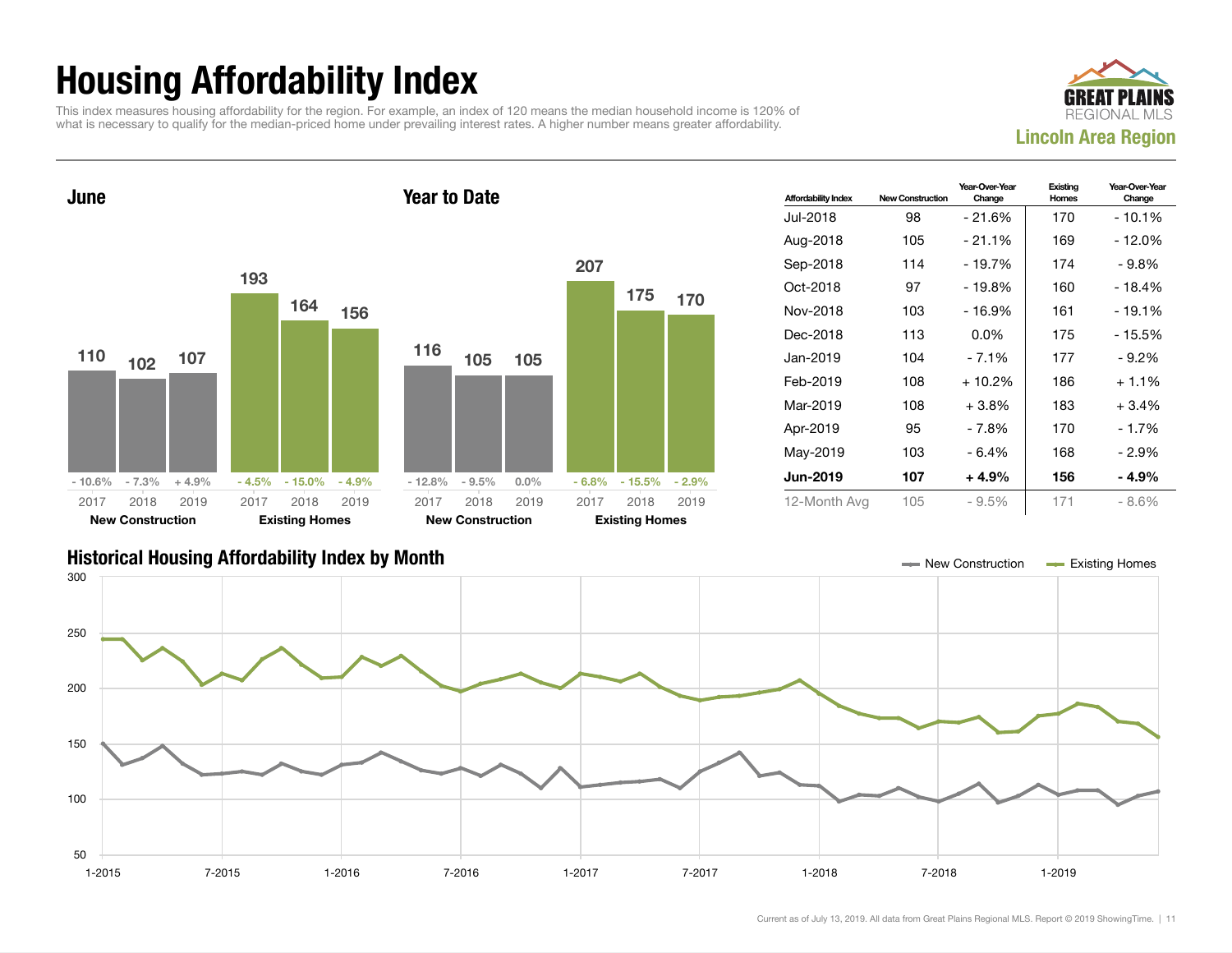# Housing Affordability Index

This index measures housing affordability for the region. For example, an index of 120 means the median household income is 120% of what is necessary to qualify for the median-priced home under prevailing interest rates. A higher number means greater affordability.

**GREAT PLAINS REGIONAL MLS**

**Lincoln Area Region**

## June

| | 2017 | 2018 | 2019 |
|---|---|---|---|
| New Construction | 110 (- 10.6%) | 102 (- 7.3%) | 107 (+ 4.9%) |
| Existing Homes | 193 (- 4.5%) | 164 (- 15.0%) | 156 (- 4.9%) |

## Year to Date

| | 2017 | 2018 | 2019 |
|---|---|---|---|
| New Construction | 116 (- 12.8%) | 105 (- 9.5%) | 105 (0.0%) |
| Existing Homes | 207 (- 6.8%) | 175 (- 15.5%) | 170 (- 2.9%) |

| Affordability Index | New Construction | Year-Over-Year Change | Existing Homes | Year-Over-Year Change |
|---|---|---|---|---|
| Jul-2018 | 98 | - 21.6% | 170 | - 10.1% |
| Aug-2018 | 105 | - 21.1% | 169 | - 12.0% |
| Sep-2018 | 114 | - 19.7% | 174 | - 9.8% |
| Oct-2018 | 97 | - 19.8% | 160 | - 18.4% |
| Nov-2018 | 103 | - 16.9% | 161 | - 19.1% |
| Dec-2018 | 113 | 0.0% | 175 | - 15.5% |
| Jan-2019 | 104 | - 7.1% | 177 | - 9.2% |
| Feb-2019 | 108 | + 10.2% | 186 | + 1.1% |
| Mar-2019 | 108 | + 3.8% | 183 | + 3.4% |
| Apr-2019 | 95 | - 7.8% | 170 | - 1.7% |
| May-2019 | 103 | - 6.4% | 168 | - 2.9% |
| **Jun-2019** | **107** | **+ 4.9%** | **156** | **- 4.9%** |
| 12-Month Avg | 105 | - 9.5% | 171 | - 8.6% |

## Historical Housing Affordability Index by Month

Current as of July 13, 2019. All data from Great Plains Regional MLS. Report © 2019 ShowingTime.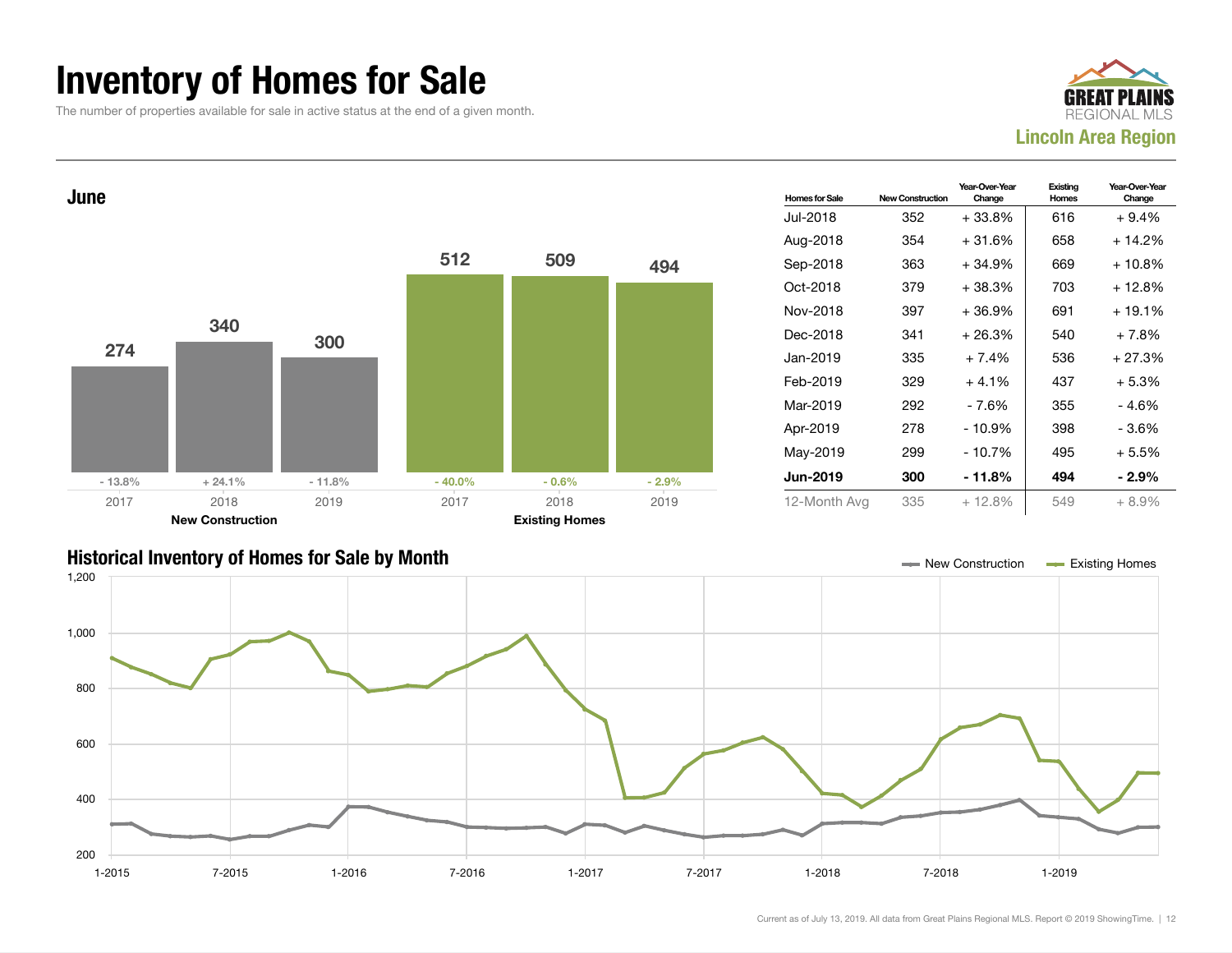# Inventory of Homes for Sale

The number of properties available for sale in active status at the end of a given month.

**Lincoln Area Region**

## June

| | 2017 | 2018 | 2019 |
|---|---|---|---|
| **New Construction** | 274 | 340 | 300 |
| Change | - 13.8% | + 24.1% | - 11.8% |
| **Existing Homes** | 512 | 509 | 494 |
| Change | - 40.0% | - 0.6% | - 2.9% |

| Homes for Sale | New Construction | Year-Over-Year Change | Existing Homes | Year-Over-Year Change |
|---|---|---|---|---|
| Jul-2018 | 352 | + 33.8% | 616 | + 9.4% |
| Aug-2018 | 354 | + 31.6% | 658 | + 14.2% |
| Sep-2018 | 363 | + 34.9% | 669 | + 10.8% |
| Oct-2018 | 379 | + 38.3% | 703 | + 12.8% |
| Nov-2018 | 397 | + 36.9% | 691 | + 19.1% |
| Dec-2018 | 341 | + 26.3% | 540 | + 7.8% |
| Jan-2019 | 335 | + 7.4% | 536 | + 27.3% |
| Feb-2019 | 329 | + 4.1% | 437 | + 5.3% |
| Mar-2019 | 292 | - 7.6% | 355 | - 4.6% |
| Apr-2019 | 278 | - 10.9% | 398 | - 3.6% |
| May-2019 | 299 | - 10.7% | 495 | + 5.5% |
| **Jun-2019** | **300** | **- 11.8%** | **494** | **- 2.9%** |
| 12-Month Avg | 335 | + 12.8% | 549 | + 8.9% |

## Historical Inventory of Homes for Sale by Month

New Construction — Existing Homes

Current as of July 13, 2019. All data from Great Plains Regional MLS. Report © 2019 ShowingTime.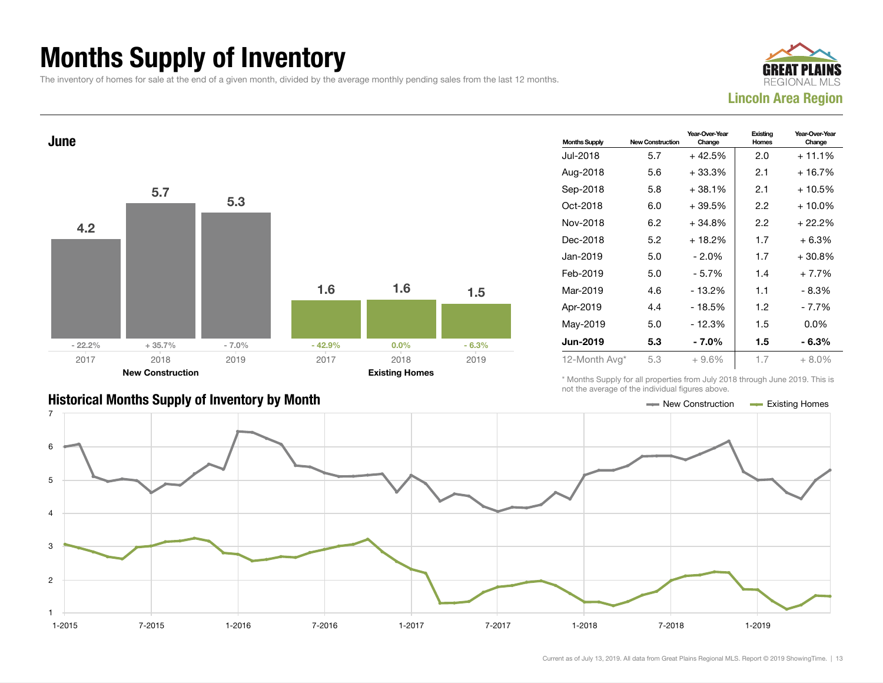# Months Supply of Inventory

The inventory of homes for sale at the end of a given month, divided by the average monthly pending sales from the last 12 months.

**GREAT PLAINS REGIONAL MLS**
**Lincoln Area Region**

## June

| | 2017 | 2018 | 2019 |
|---|---|---|---|
| **New Construction** | 4.2 | 5.7 | 5.3 |
| Change | - 22.2% | + 35.7% | - 7.0% |
| **Existing Homes** | 1.6 | 1.6 | 1.5 |
| Change | - 42.9% | 0.0% | - 6.3% |

| Months Supply | New Construction | Year-Over-Year Change | Existing Homes | Year-Over-Year Change |
|---|---|---|---|---|
| Jul-2018 | 5.7 | + 42.5% | 2.0 | + 11.1% |
| Aug-2018 | 5.6 | + 33.3% | 2.1 | + 16.7% |
| Sep-2018 | 5.8 | + 38.1% | 2.1 | + 10.5% |
| Oct-2018 | 6.0 | + 39.5% | 2.2 | + 10.0% |
| Nov-2018 | 6.2 | + 34.8% | 2.2 | + 22.2% |
| Dec-2018 | 5.2 | + 18.2% | 1.7 | + 6.3% |
| Jan-2019 | 5.0 | - 2.0% | 1.7 | + 30.8% |
| Feb-2019 | 5.0 | - 5.7% | 1.4 | + 7.7% |
| Mar-2019 | 4.6 | - 13.2% | 1.1 | - 8.3% |
| Apr-2019 | 4.4 | - 18.5% | 1.2 | - 7.7% |
| May-2019 | 5.0 | - 12.3% | 1.5 | 0.0% |
| **Jun-2019** | **5.3** | **- 7.0%** | **1.5** | **- 6.3%** |
| 12-Month Avg* | 5.3 | + 9.6% | 1.7 | + 8.0% |

\* Months Supply for all properties from July 2018 through June 2019. This is not the average of the individual figures above.

## Historical Months Supply of Inventory by Month

New Construction — Existing Homes

Current as of July 13, 2019. All data from Great Plains Regional MLS. Report © 2019 ShowingTime.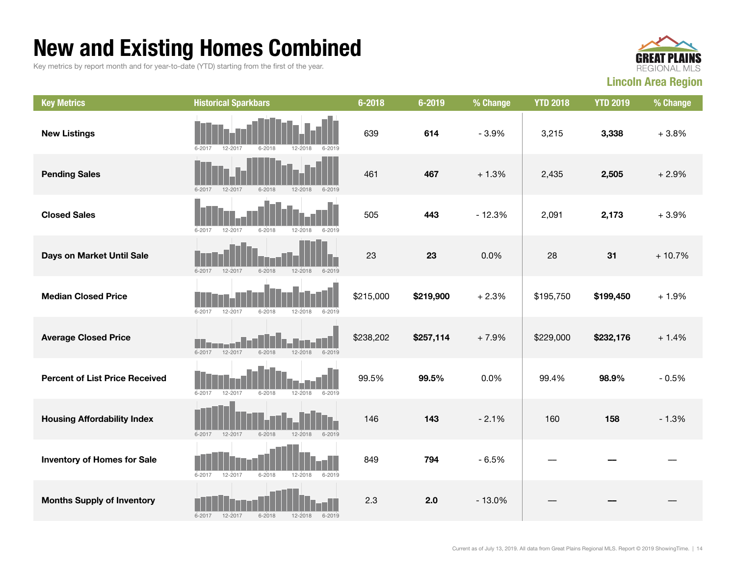# New and Existing Homes Combined

Key metrics by report month and for year-to-date (YTD) starting from the first of the year.

GREAT PLAINS REGIONAL MLS

**Lincoln Area Region**

| Key Metrics | Historical Sparkbars | 6-2018 | 6-2019 | % Change | YTD 2018 | YTD 2019 | % Change |
|---|---|---|---|---|---|---|---|
| **New Listings** | 6-2017 12-2017 6-2018 12-2018 6-2019 | 639 | **614** | - 3.9% | 3,215 | **3,338** | + 3.8% |
| **Pending Sales** | 6-2017 12-2017 6-2018 12-2018 6-2019 | 461 | **467** | + 1.3% | 2,435 | **2,505** | + 2.9% |
| **Closed Sales** | 6-2017 12-2017 6-2018 12-2018 6-2019 | 505 | **443** | - 12.3% | 2,091 | **2,173** | + 3.9% |
| **Days on Market Until Sale** | 6-2017 12-2017 6-2018 12-2018 6-2019 | 23 | **23** | 0.0% | 28 | **31** | + 10.7% |
| **Median Closed Price** | 6-2017 12-2017 6-2018 12-2018 6-2019 | $215,000 | **$219,900** | + 2.3% | $195,750 | **$199,450** | + 1.9% |
| **Average Closed Price** | 6-2017 12-2017 6-2018 12-2018 6-2019 | $238,202 | **$257,114** | + 7.9% | $229,000 | **$232,176** | + 1.4% |
| **Percent of List Price Received** | 6-2017 12-2017 6-2018 12-2018 6-2019 | 99.5% | **99.5%** | 0.0% | 99.4% | **98.9%** | - 0.5% |
| **Housing Affordability Index** | 6-2017 12-2017 6-2018 12-2018 6-2019 | 146 | **143** | - 2.1% | 160 | **158** | - 1.3% |
| **Inventory of Homes for Sale** | 6-2017 12-2017 6-2018 12-2018 6-2019 | 849 | **794** | - 6.5% | — | **—** | — |
| **Months Supply of Inventory** | 6-2017 12-2017 6-2018 12-2018 6-2019 | 2.3 | **2.0** | - 13.0% | — | **—** | — |

Current as of July 13, 2019. All data from Great Plains Regional MLS. Report © 2019 ShowingTime.